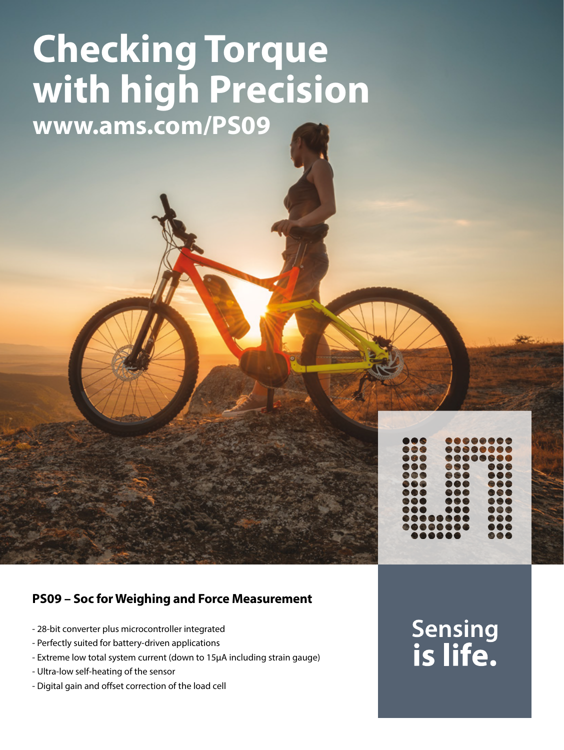# Checking Torque with high Precision

**www.ams.com/PS09**

## PS09 – Soc for Weighing and Force Measurement

- 28-bit converter plus microcontroller integrated
- Perfectly suited for battery-driven applications
- Extreme low total system current (down to 15µA including strain gauge)
- Ultra-low self-heating of the sensor
- Digital gain and offset correction of the load cell

**Sensing is life.**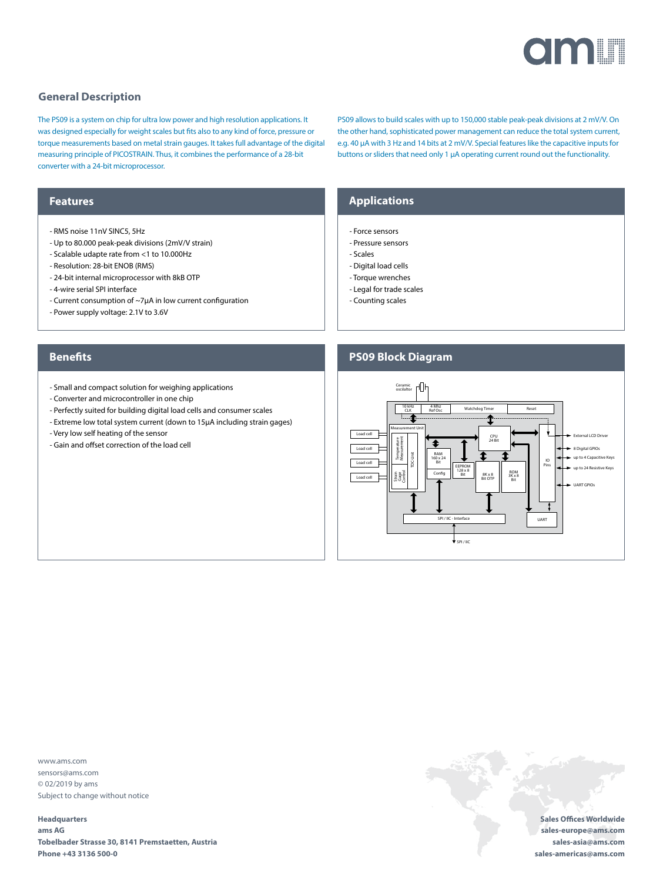## General Description

The PS09 is a system on chip for ultra low power and high resolution applications. It was designed especially for weight scales but fits also to any kind of force, pressure or torque measurements based on metal strain gauges. It takes full advantage of the digital measuring principle of PICOSTRAIN. Thus, it combines the performance of a 28-bit converter with a 24-bit microprocessor.

PS09 allows to build scales with up to 150,000 stable peak-peak divisions at 2 mV/V. On the other hand, sophisticated power management can reduce the total system current, e.g. 40 µA with 3 Hz and 14 bits at 2 mV/V. Special features like the capacitive inputs for buttons or sliders that need only 1 µA operating current round out the functionality.

## Features

- RMS noise 11nV SINC5, 5Hz
- Up to 80.000 peak-peak divisions (2mV/V strain)
- Scalable udapte rate from <1 to 10.000Hz
- Resolution: 28-bit ENOB (RMS)
- 24-bit internal microprocessor with 8kB OTP
- 4-wire serial SPI interface
- Current consumption of ~7µA in low current configuration
- Power supply voltage: 2.1V to 3.6V

## Applications

- Force sensors
- Pressure sensors
- Scales
- Digital load cells
- Torque wrenches
- Legal for trade scales
- Counting scales

## Benefits

- Small and compact solution for weighing applications
- Converter and microcontroller in one chip
- Perfectly suited for building digital load cells and consumer scales
- Extreme low total system current (down to 15µA including strain gages)
- Very low self heating of the sensor
- Gain and offset correction of the load cell

## PS09 Block Diagram

Ceramic oscillator
10 kHz CLK
4 Mhz Ref Osc
Watchdog Timer
Reset
Measurement Unit
Load cell
Load cell
Load cell
Load cell
Temperature Measurement
Strain Gage Control
TDC-Unit
RAM 160 x 24 Bit
Config
EEPROM 128 x 8 Bit
CPU 24 Bit
8K x 8 Bit OTP
ROM 3K x 8 Bit
IO Pins
External LCD Driver
8 Digital GPIOs
up to 4 Capacitive Keys
up to 24 Resistive Keys
UART GPIOs
SPI / IIC - Interface
UART
SPI / IIC

www.ams.com
sensors@ams.com
© 02/2019 by ams
Subject to change without notice

**Headquarters**
**ams AG**
**Tobelbader Strasse 30, 8141 Premstaetten, Austria**
**Phone +43 3136 500-0**

**Sales Offices Worldwide**
**sales-europe@ams.com**
**sales-asia@ams.com**
**sales-americas@ams.com**